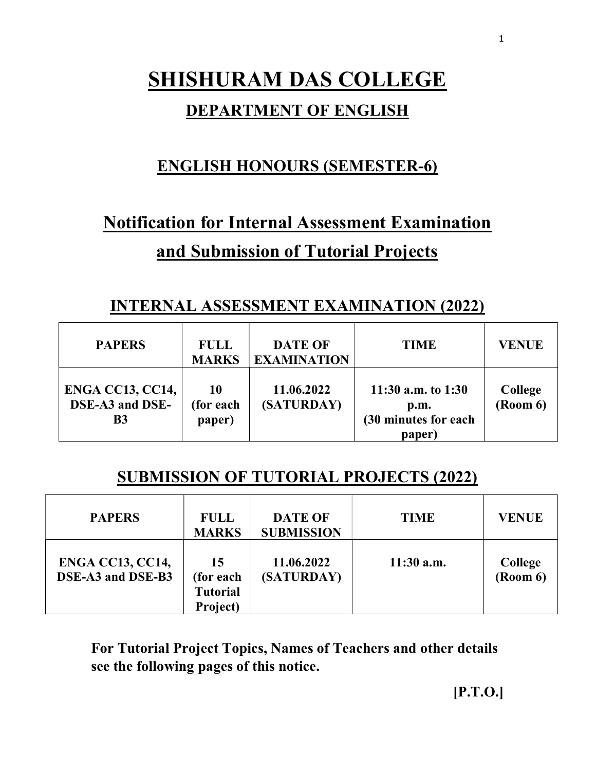# SHISHURAM DAS COLLEGE

## DEPARTMENT OF ENGLISH

### ENGLISH HONOURS (SEMESTER-6)

## Notification for Internal Assessment Examination and Submission of Tutorial Projects

### INTERNAL ASSESSMENT EXAMINATION (2022)

| PAPERS | FULL MARKS | DATE OF EXAMINATION | TIME | VENUE |
|---|---|---|---|---|
| **ENGA CC13, CC14, DSE-A3 and DSE-B3** | **10 (for each paper)** | **11.06.2022 (SATURDAY)** | **11:30 a.m. to 1:30 p.m. (30 minutes for each paper)** | **College (Room 6)** |

### SUBMISSION OF TUTORIAL PROJECTS (2022)

| PAPERS | FULL MARKS | DATE OF SUBMISSION | TIME | VENUE |
|---|---|---|---|---|
| **ENGA CC13, CC14, DSE-A3 and DSE-B3** | **15 (for each Tutorial Project)** | **11.06.2022 (SATURDAY)** | **11:30 a.m.** | **College (Room 6)** |

**For Tutorial Project Topics, Names of Teachers and other details see the following pages of this notice.**

**[P.T.O.]**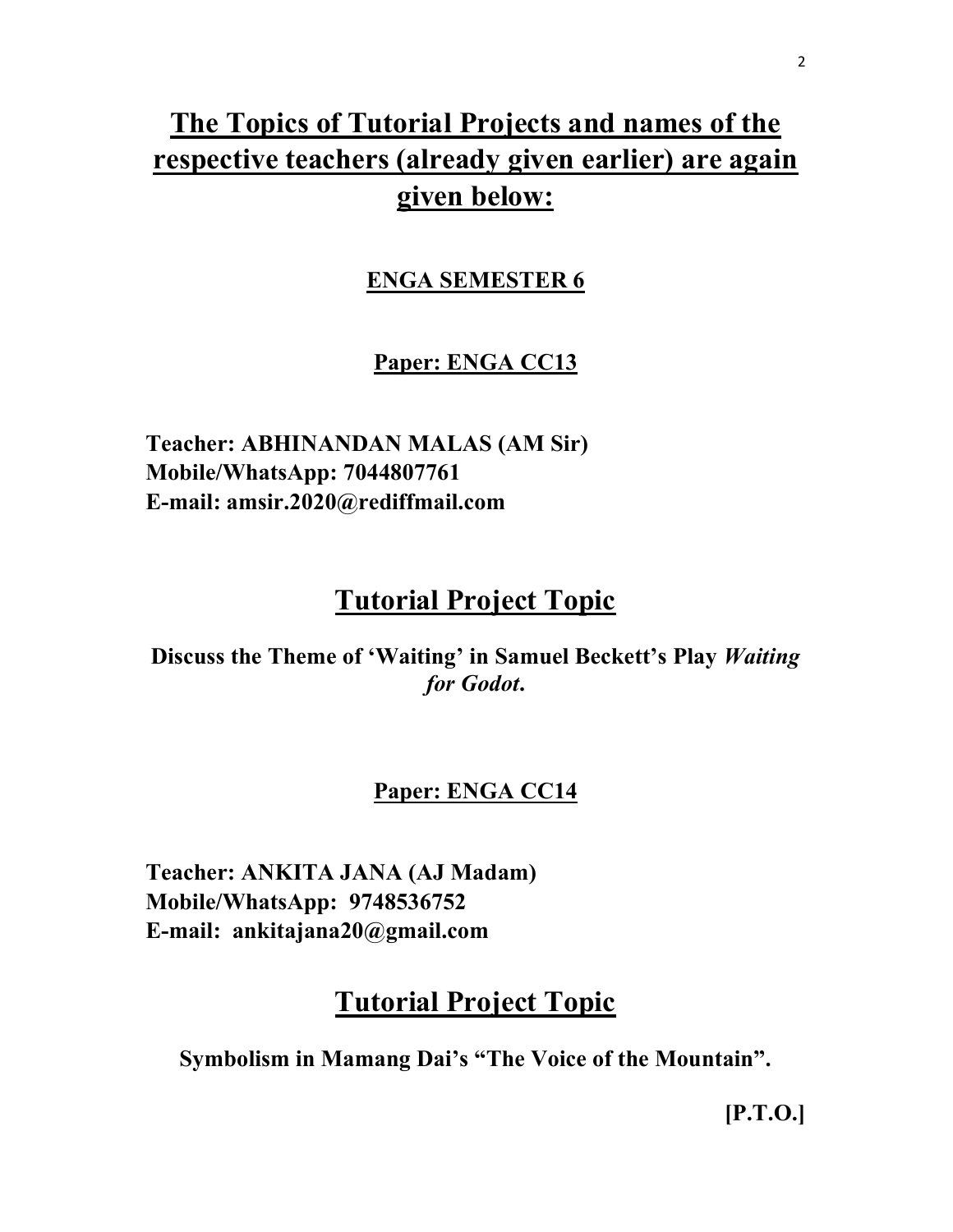# The Topics of Tutorial Projects and names of the respective teachers (already given earlier) are again given below:

### ENGA SEMESTER 6

### Paper: ENGA CC13

**Teacher: ABHINANDAN MALAS (AM Sir)**
**Mobile/WhatsApp: 7044807761**
**E-mail: amsir.2020@rediffmail.com**

## Tutorial Project Topic

**Discuss the Theme of 'Waiting' in Samuel Beckett's Play *Waiting for Godot*.**

### Paper: ENGA CC14

**Teacher: ANKITA JANA (AJ Madam)**
**Mobile/WhatsApp: 9748536752**
**E-mail: ankitajana20@gmail.com**

## Tutorial Project Topic

**Symbolism in Mamang Dai's "The Voice of the Mountain".**

**[P.T.O.]**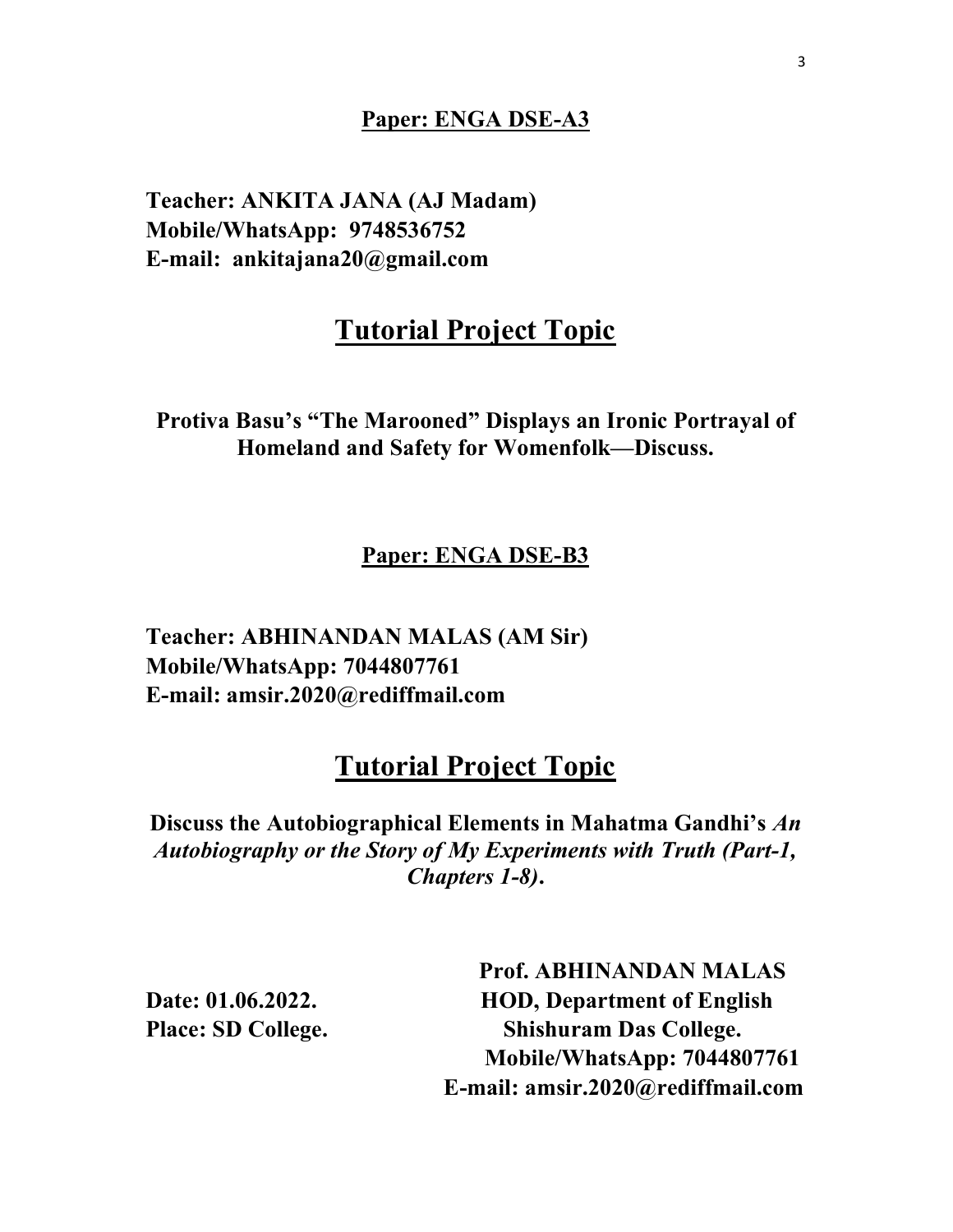**Paper: ENGA DSE-A3**

**Teacher: ANKITA JANA (AJ Madam)**
**Mobile/WhatsApp: 9748536752**
**E-mail: ankitajana20@gmail.com**

## Tutorial Project Topic

**Protiva Basu's "The Marooned" Displays an Ironic Portrayal of Homeland and Safety for Womenfolk—Discuss.**

**Paper: ENGA DSE-B3**

**Teacher: ABHINANDAN MALAS (AM Sir)**
**Mobile/WhatsApp: 7044807761**
**E-mail: amsir.2020@rediffmail.com**

## Tutorial Project Topic

**Discuss the Autobiographical Elements in Mahatma Gandhi's *An Autobiography or the Story of My Experiments with Truth (Part-1, Chapters 1-8)*.**

**Prof. ABHINANDAN MALAS**
**HOD, Department of English**
**Shishuram Das College.**
**Mobile/WhatsApp: 7044807761**
**E-mail: amsir.2020@rediffmail.com**

**Date: 01.06.2022.**
**Place: SD College.**